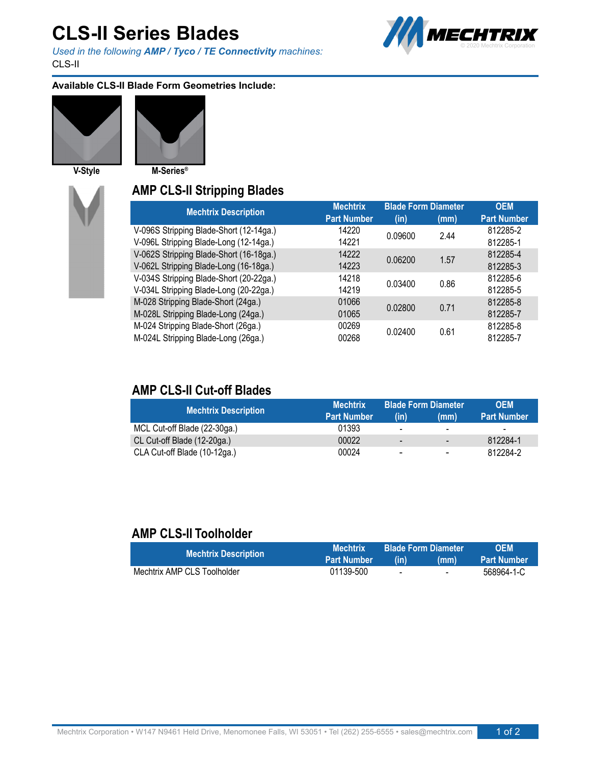# CLS-II Series Blades

*Used in the following **AMP / Tyco / TE Connectivity** machines:*
CLS-II

© 2020 Mechtrix Corporation

**Available CLS-II Blade Form Geometries Include:**

V-Style

M-Series®

## AMP CLS-II Stripping Blades

| Mechtrix Description | Mechtrix Part Number | Blade Form Diameter (in) | Blade Form Diameter (mm) | OEM Part Number |
|---|---|---|---|---|
| V-096S Stripping Blade-Short (12-14ga.) | 14220 | 0.09600 | 2.44 | 812285-2 |
| V-096L Stripping Blade-Long (12-14ga.) | 14221 | | | 812285-1 |
| V-062S Stripping Blade-Short (16-18ga.) | 14222 | 0.06200 | 1.57 | 812285-4 |
| V-062L Stripping Blade-Long (16-18ga.) | 14223 | | | 812285-3 |
| V-034S Stripping Blade-Short (20-22ga.) | 14218 | 0.03400 | 0.86 | 812285-6 |
| V-034L Stripping Blade-Long (20-22ga.) | 14219 | | | 812285-5 |
| M-028 Stripping Blade-Short (24ga.) | 01066 | 0.02800 | 0.71 | 812285-8 |
| M-028L Stripping Blade-Long (24ga.) | 01065 | | | 812285-7 |
| M-024 Stripping Blade-Short (26ga.) | 00269 | 0.02400 | 0.61 | 812285-8 |
| M-024L Stripping Blade-Long (26ga.) | 00268 | | | 812285-7 |

## AMP CLS-II Cut-off Blades

| Mechtrix Description | Mechtrix Part Number | Blade Form Diameter (in) | Blade Form Diameter (mm) | OEM Part Number |
|---|---|---|---|---|
| MCL Cut-off Blade (22-30ga.) | 01393 | - | - | - |
| CL Cut-off Blade (12-20ga.) | 00022 | - | - | 812284-1 |
| CLA Cut-off Blade (10-12ga.) | 00024 | - | - | 812284-2 |

## AMP CLS-II Toolholder

| Mechtrix Description | Mechtrix Part Number | Blade Form Diameter (in) | Blade Form Diameter (mm) | OEM Part Number |
|---|---|---|---|---|
| Mechtrix AMP CLS Toolholder | 01139-500 | - | - | 568964-1-C |

Mechtrix Corporation • W147 N9461 Held Drive, Menomonee Falls, WI 53051 • Tel (262) 255-6555 • sales@mechtrix.com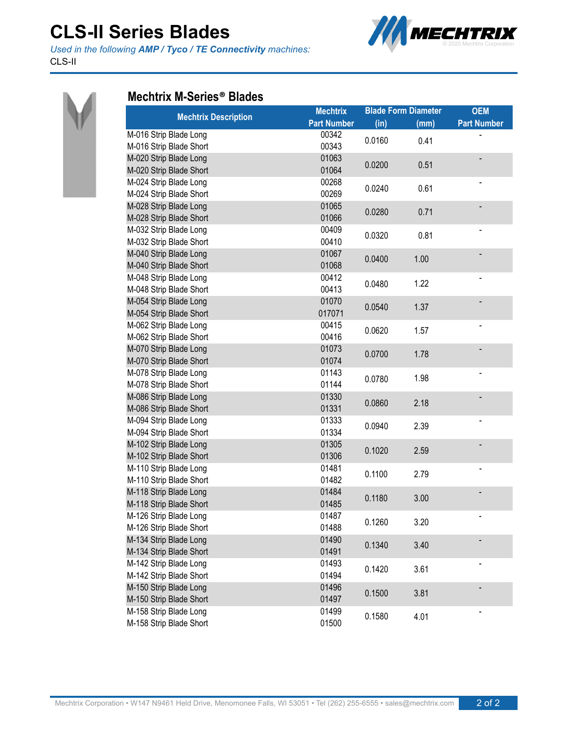# CLS-II Series Blades

*Used in the following **AMP / Tyco / TE Connectivity** machines:*

CLS-II

## Mechtrix M-Series® Blades

| Mechtrix Description | Mechtrix Part Number | Blade Form Diameter (in) | (mm) | OEM Part Number |
|---|---|---|---|---|
| M-016 Strip Blade Long | 00342 | 0.0160 | 0.41 | - |
| M-016 Strip Blade Short | 00343 | | | |
| M-020 Strip Blade Long | 01063 | 0.0200 | 0.51 | - |
| M-020 Strip Blade Short | 01064 | | | |
| M-024 Strip Blade Long | 00268 | 0.0240 | 0.61 | - |
| M-024 Strip Blade Short | 00269 | | | |
| M-028 Strip Blade Long | 01065 | 0.0280 | 0.71 | - |
| M-028 Strip Blade Short | 01066 | | | |
| M-032 Strip Blade Long | 00409 | 0.0320 | 0.81 | - |
| M-032 Strip Blade Short | 00410 | | | |
| M-040 Strip Blade Long | 01067 | 0.0400 | 1.00 | - |
| M-040 Strip Blade Short | 01068 | | | |
| M-048 Strip Blade Long | 00412 | 0.0480 | 1.22 | - |
| M-048 Strip Blade Short | 00413 | | | |
| M-054 Strip Blade Long | 01070 | 0.0540 | 1.37 | - |
| M-054 Strip Blade Short | 017071 | | | |
| M-062 Strip Blade Long | 00415 | 0.0620 | 1.57 | - |
| M-062 Strip Blade Short | 00416 | | | |
| M-070 Strip Blade Long | 01073 | 0.0700 | 1.78 | - |
| M-070 Strip Blade Short | 01074 | | | |
| M-078 Strip Blade Long | 01143 | 0.0780 | 1.98 | - |
| M-078 Strip Blade Short | 01144 | | | |
| M-086 Strip Blade Long | 01330 | 0.0860 | 2.18 | - |
| M-086 Strip Blade Short | 01331 | | | |
| M-094 Strip Blade Long | 01333 | 0.0940 | 2.39 | - |
| M-094 Strip Blade Short | 01334 | | | |
| M-102 Strip Blade Long | 01305 | 0.1020 | 2.59 | - |
| M-102 Strip Blade Short | 01306 | | | |
| M-110 Strip Blade Long | 01481 | 0.1100 | 2.79 | - |
| M-110 Strip Blade Short | 01482 | | | |
| M-118 Strip Blade Long | 01484 | 0.1180 | 3.00 | - |
| M-118 Strip Blade Short | 01485 | | | |
| M-126 Strip Blade Long | 01487 | 0.1260 | 3.20 | - |
| M-126 Strip Blade Short | 01488 | | | |
| M-134 Strip Blade Long | 01490 | 0.1340 | 3.40 | - |
| M-134 Strip Blade Short | 01491 | | | |
| M-142 Strip Blade Long | 01493 | 0.1420 | 3.61 | - |
| M-142 Strip Blade Short | 01494 | | | |
| M-150 Strip Blade Long | 01496 | 0.1500 | 3.81 | - |
| M-150 Strip Blade Short | 01497 | | | |
| M-158 Strip Blade Long | 01499 | 0.1580 | 4.01 | - |
| M-158 Strip Blade Short | 01500 | | | |

Mechtrix Corporation • W147 N9461 Held Drive, Menomonee Falls, WI 53051 • Tel (262) 255-6555 • sales@mechtrix.com